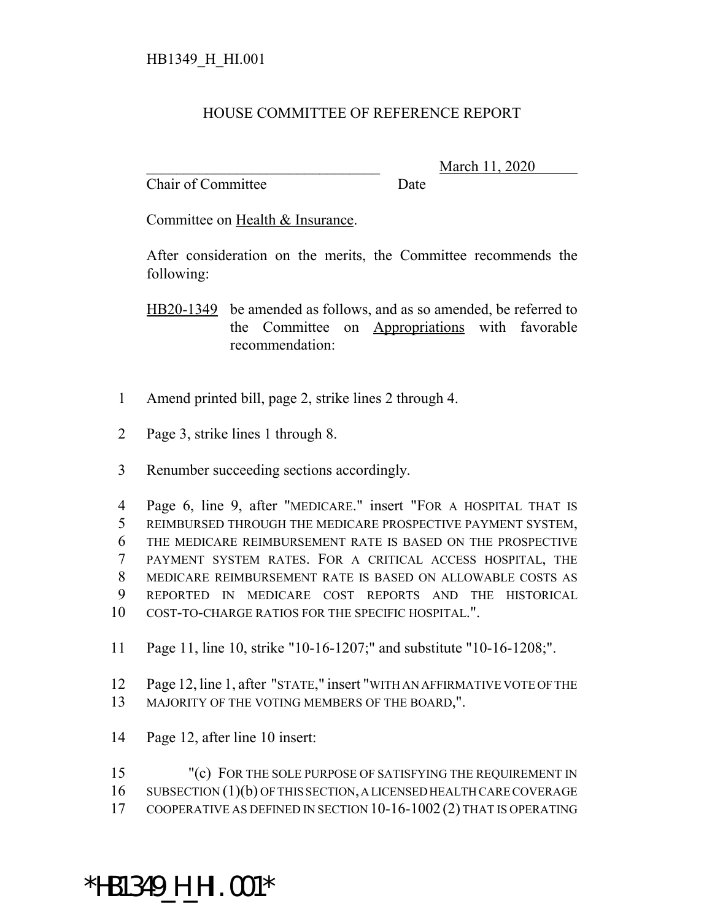HB1349_H_HI.001

# HOUSE COMMITTEE OF REFERENCE REPORT

________________________________ March 11, 2020
Chair of Committee Date

Committee on Health & Insurance.

After consideration on the merits, the Committee recommends the following:

HB20-1349 be amended as follows, and as so amended, be referred to the Committee on Appropriations with favorable recommendation:

1 Amend printed bill, page 2, strike lines 2 through 4.

2 Page 3, strike lines 1 through 8.

3 Renumber succeeding sections accordingly.

4 Page 6, line 9, after "MEDICARE." insert "FOR A HOSPITAL THAT IS
5 REIMBURSED THROUGH THE MEDICARE PROSPECTIVE PAYMENT SYSTEM,
6 THE MEDICARE REIMBURSEMENT RATE IS BASED ON THE PROSPECTIVE
7 PAYMENT SYSTEM RATES. FOR A CRITICAL ACCESS HOSPITAL, THE
8 MEDICARE REIMBURSEMENT RATE IS BASED ON ALLOWABLE COSTS AS
9 REPORTED IN MEDICARE COST REPORTS AND THE HISTORICAL
10 COST-TO-CHARGE RATIOS FOR THE SPECIFIC HOSPITAL.".

11 Page 11, line 10, strike "10-16-1207;" and substitute "10-16-1208;".

12 Page 12, line 1, after "STATE," insert "WITH AN AFFIRMATIVE VOTE OF THE
13 MAJORITY OF THE VOTING MEMBERS OF THE BOARD,".

14 Page 12, after line 10 insert:

15 "(c) FOR THE SOLE PURPOSE OF SATISFYING THE REQUIREMENT IN
16 SUBSECTION (1)(b) OF THIS SECTION, A LICENSED HEALTH CARE COVERAGE
17 COOPERATIVE AS DEFINED IN SECTION 10-16-1002 (2) THAT IS OPERATING

*HB1349_H_HI.001*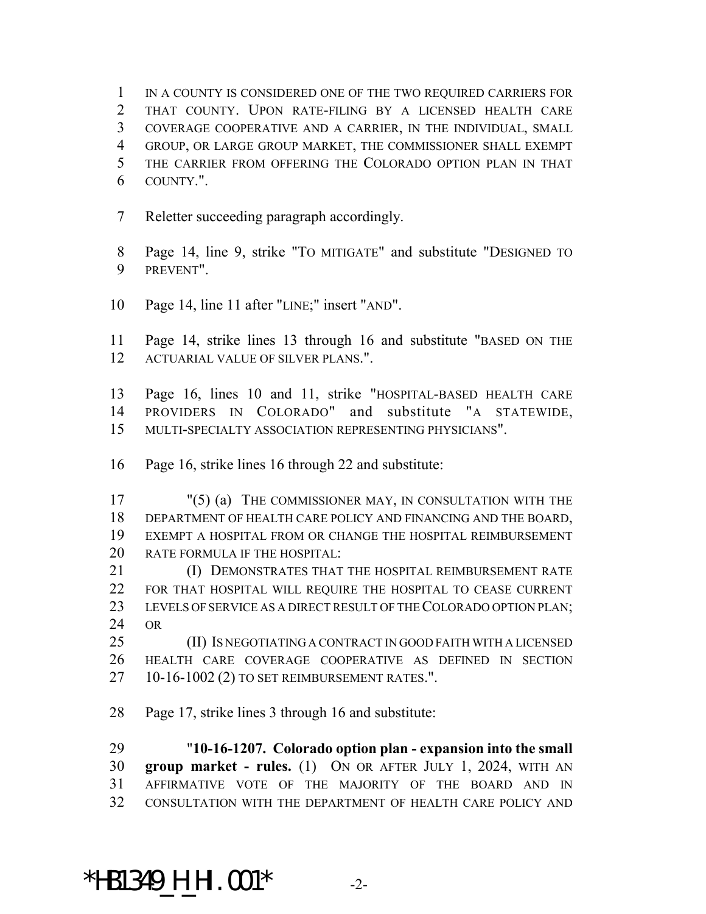IN A COUNTY IS CONSIDERED ONE OF THE TWO REQUIRED CARRIERS FOR THAT COUNTY. UPON RATE-FILING BY A LICENSED HEALTH CARE COVERAGE COOPERATIVE AND A CARRIER, IN THE INDIVIDUAL, SMALL GROUP, OR LARGE GROUP MARKET, THE COMMISSIONER SHALL EXEMPT THE CARRIER FROM OFFERING THE COLORADO OPTION PLAN IN THAT COUNTY.".

Reletter succeeding paragraph accordingly.

Page 14, line 9, strike "TO MITIGATE" and substitute "DESIGNED TO PREVENT".

Page 14, line 11 after "LINE;" insert "AND".

Page 14, strike lines 13 through 16 and substitute "BASED ON THE ACTUARIAL VALUE OF SILVER PLANS.".

Page 16, lines 10 and 11, strike "HOSPITAL-BASED HEALTH CARE PROVIDERS IN COLORADO" and substitute "A STATEWIDE, MULTI-SPECIALTY ASSOCIATION REPRESENTING PHYSICIANS".

Page 16, strike lines 16 through 22 and substitute:

"(5) (a) THE COMMISSIONER MAY, IN CONSULTATION WITH THE DEPARTMENT OF HEALTH CARE POLICY AND FINANCING AND THE BOARD, EXEMPT A HOSPITAL FROM OR CHANGE THE HOSPITAL REIMBURSEMENT RATE FORMULA IF THE HOSPITAL:

(I) DEMONSTRATES THAT THE HOSPITAL REIMBURSEMENT RATE FOR THAT HOSPITAL WILL REQUIRE THE HOSPITAL TO CEASE CURRENT LEVELS OF SERVICE AS A DIRECT RESULT OF THE COLORADO OPTION PLAN; OR

(II) IS NEGOTIATING A CONTRACT IN GOOD FAITH WITH A LICENSED HEALTH CARE COVERAGE COOPERATIVE AS DEFINED IN SECTION 10-16-1002 (2) TO SET REIMBURSEMENT RATES.".

Page 17, strike lines 3 through 16 and substitute:

"**10-16-1207. Colorado option plan - expansion into the small group market - rules.** (1) ON OR AFTER JULY 1, 2024, WITH AN AFFIRMATIVE VOTE OF THE MAJORITY OF THE BOARD AND IN CONSULTATION WITH THE DEPARTMENT OF HEALTH CARE POLICY AND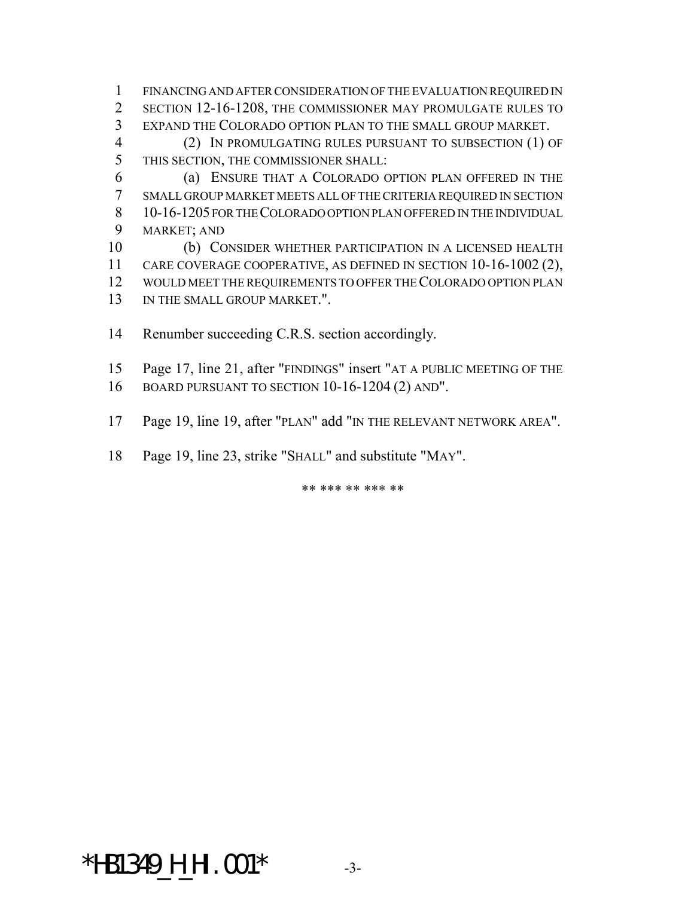FINANCING AND AFTER CONSIDERATION OF THE EVALUATION REQUIRED IN SECTION 12-16-1208, THE COMMISSIONER MAY PROMULGATE RULES TO EXPAND THE COLORADO OPTION PLAN TO THE SMALL GROUP MARKET.

(2) IN PROMULGATING RULES PURSUANT TO SUBSECTION (1) OF THIS SECTION, THE COMMISSIONER SHALL:

(a) ENSURE THAT A COLORADO OPTION PLAN OFFERED IN THE SMALL GROUP MARKET MEETS ALL OF THE CRITERIA REQUIRED IN SECTION 10-16-1205 FOR THE COLORADO OPTION PLAN OFFERED IN THE INDIVIDUAL MARKET; AND

(b) CONSIDER WHETHER PARTICIPATION IN A LICENSED HEALTH CARE COVERAGE COOPERATIVE, AS DEFINED IN SECTION 10-16-1002 (2), WOULD MEET THE REQUIREMENTS TO OFFER THE COLORADO OPTION PLAN IN THE SMALL GROUP MARKET.".

Renumber succeeding C.R.S. section accordingly.

Page 17, line 21, after "FINDINGS" insert "AT A PUBLIC MEETING OF THE BOARD PURSUANT TO SECTION 10-16-1204 (2) AND".

Page 19, line 19, after "PLAN" add "IN THE RELEVANT NETWORK AREA".

Page 19, line 23, strike "SHALL" and substitute "MAY".

** *** ** *** **

*HB1349_H_HI.001*